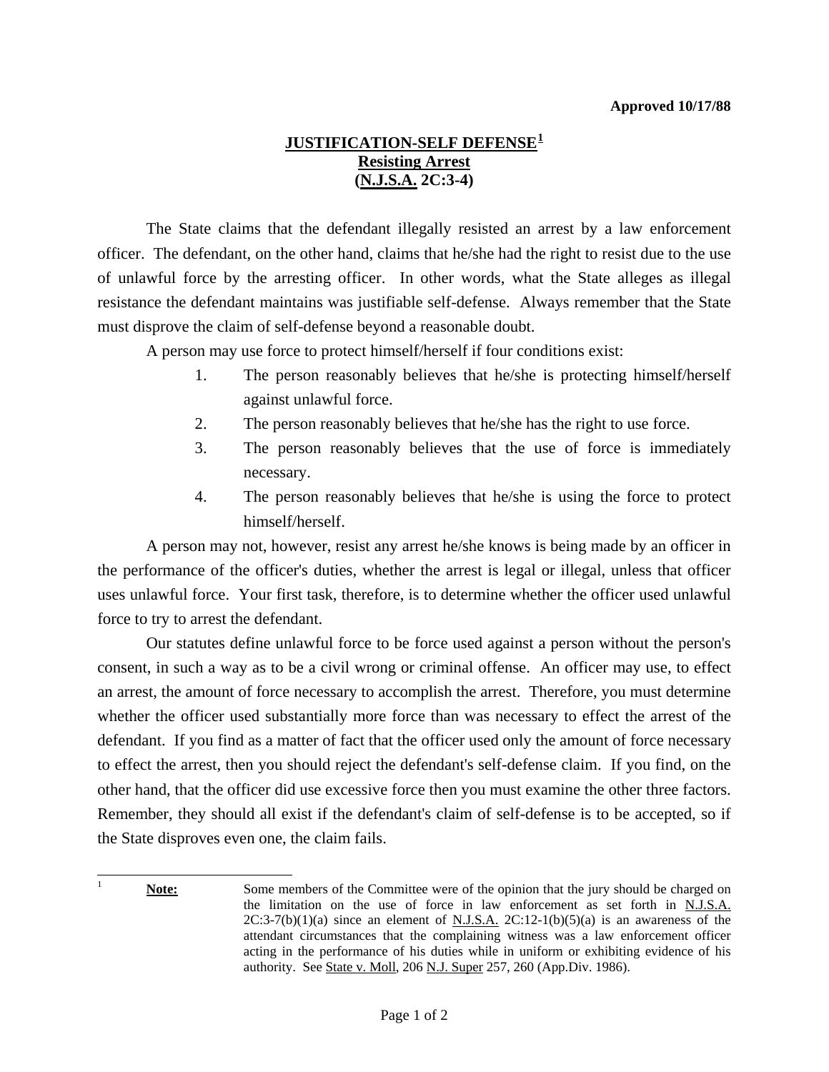**Approved 10/17/88**

# JUSTIFICATION-SELF DEFENSE[1]
## Resisting Arrest
## (N.J.S.A. 2C:3-4)

The State claims that the defendant illegally resisted an arrest by a law enforcement officer. The defendant, on the other hand, claims that he/she had the right to resist due to the use of unlawful force by the arresting officer. In other words, what the State alleges as illegal resistance the defendant maintains was justifiable self-defense. Always remember that the State must disprove the claim of self-defense beyond a reasonable doubt.

A person may use force to protect himself/herself if four conditions exist:

1. The person reasonably believes that he/she is protecting himself/herself against unlawful force.
2. The person reasonably believes that he/she has the right to use force.
3. The person reasonably believes that the use of force is immediately necessary.
4. The person reasonably believes that he/she is using the force to protect himself/herself.

A person may not, however, resist any arrest he/she knows is being made by an officer in the performance of the officer's duties, whether the arrest is legal or illegal, unless that officer uses unlawful force. Your first task, therefore, is to determine whether the officer used unlawful force to try to arrest the defendant.

Our statutes define unlawful force to be force used against a person without the person's consent, in such a way as to be a civil wrong or criminal offense. An officer may use, to effect an arrest, the amount of force necessary to accomplish the arrest. Therefore, you must determine whether the officer used substantially more force than was necessary to effect the arrest of the defendant. If you find as a matter of fact that the officer used only the amount of force necessary to effect the arrest, then you should reject the defendant's self-defense claim. If you find, on the other hand, that the officer did use excessive force then you must examine the other three factors. Remember, they should all exist if the defendant's claim of self-defense is to be accepted, so if the State disproves even one, the claim fails.

---

[1] **Note:** Some members of the Committee were of the opinion that the jury should be charged on the limitation on the use of force in law enforcement as set forth in N.J.S.A. 2C:3-7(b)(1)(a) since an element of N.J.S.A. 2C:12-1(b)(5)(a) is an awareness of the attendant circumstances that the complaining witness was a law enforcement officer acting in the performance of his duties while in uniform or exhibiting evidence of his authority. See State v. Moll, 206 N.J. Super 257, 260 (App.Div. 1986).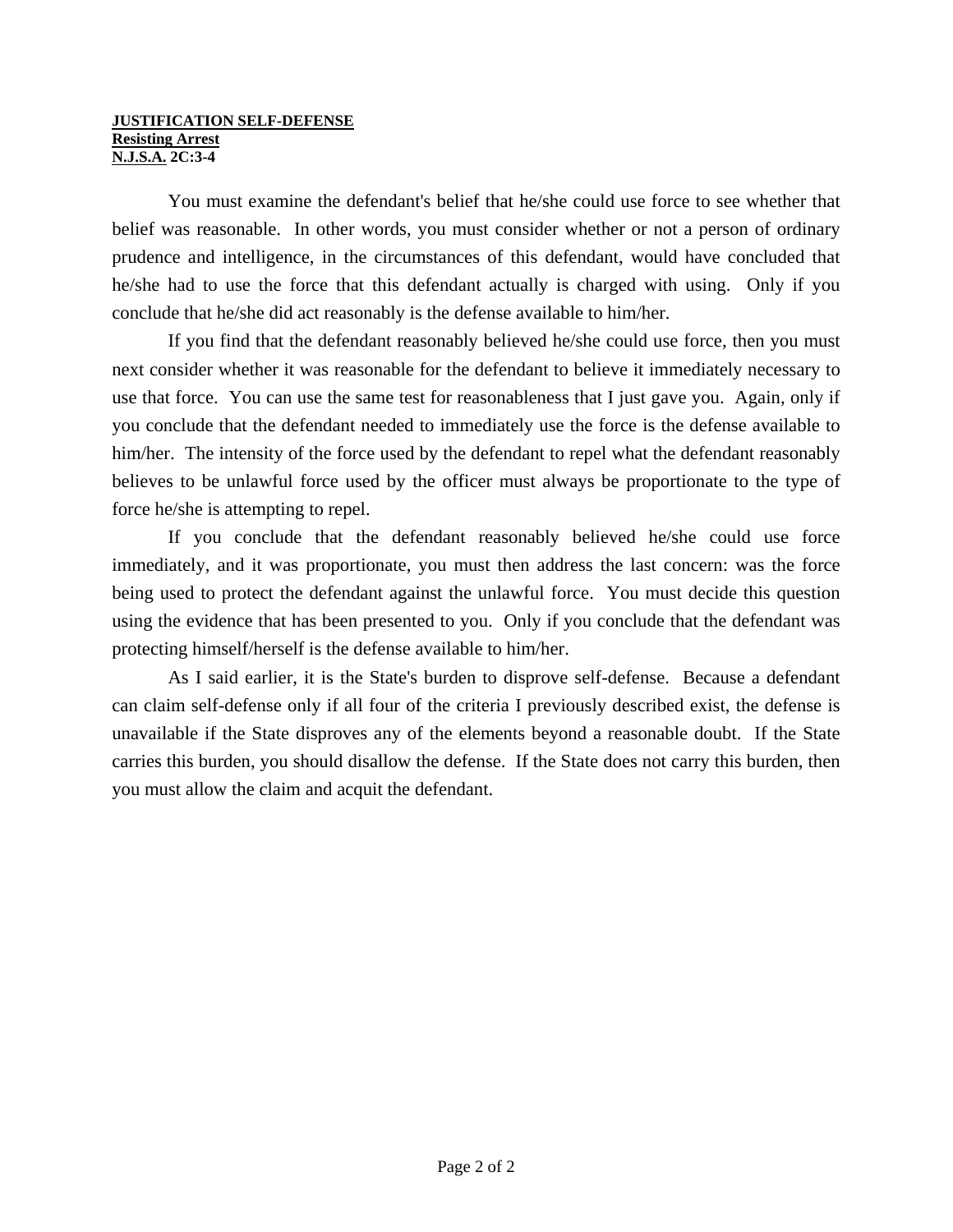You must examine the defendant's belief that he/she could use force to see whether that belief was reasonable. In other words, you must consider whether or not a person of ordinary prudence and intelligence, in the circumstances of this defendant, would have concluded that he/she had to use the force that this defendant actually is charged with using. Only if you conclude that he/she did act reasonably is the defense available to him/her.

If you find that the defendant reasonably believed he/she could use force, then you must next consider whether it was reasonable for the defendant to believe it immediately necessary to use that force. You can use the same test for reasonableness that I just gave you. Again, only if you conclude that the defendant needed to immediately use the force is the defense available to him/her. The intensity of the force used by the defendant to repel what the defendant reasonably believes to be unlawful force used by the officer must always be proportionate to the type of force he/she is attempting to repel.

If you conclude that the defendant reasonably believed he/she could use force immediately, and it was proportionate, you must then address the last concern: was the force being used to protect the defendant against the unlawful force. You must decide this question using the evidence that has been presented to you. Only if you conclude that the defendant was protecting himself/herself is the defense available to him/her.

As I said earlier, it is the State's burden to disprove self-defense. Because a defendant can claim self-defense only if all four of the criteria I previously described exist, the defense is unavailable if the State disproves any of the elements beyond a reasonable doubt. If the State carries this burden, you should disallow the defense. If the State does not carry this burden, then you must allow the claim and acquit the defendant.